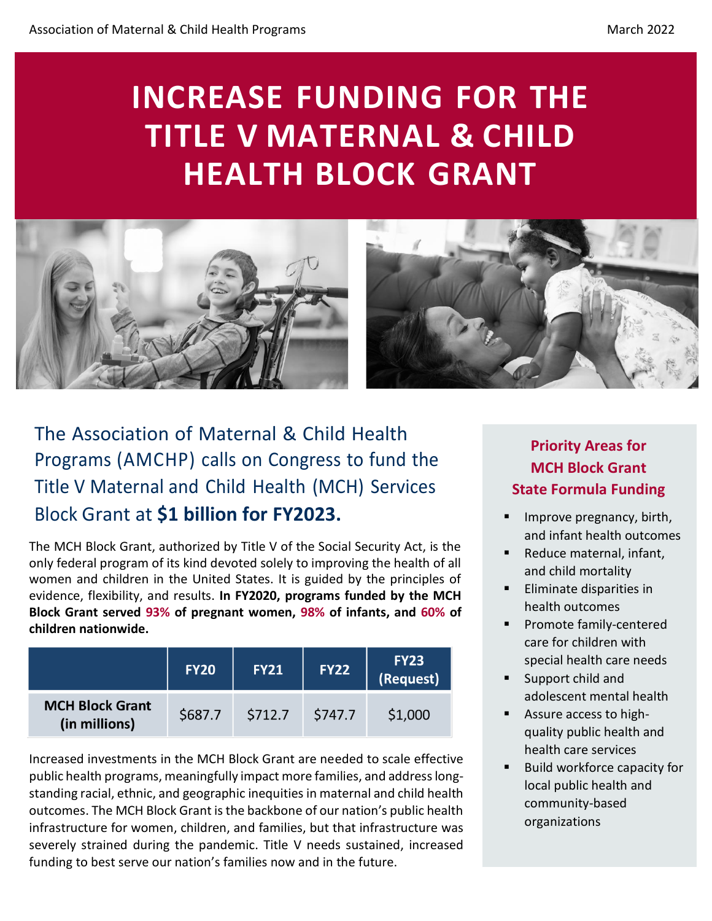# INCREASE FUNDING FOR THE TITLE V MATERNAL & CHILD HEALTH BLOCK GRANT

The Association of Maternal & Child Health Programs (AMCHP) calls on Congress to fund the Title V Maternal and Child Health (MCH) Services Block Grant at **$1 billion for FY2023.**

The MCH Block Grant, authorized by Title V of the Social Security Act, is the only federal program of its kind devoted solely to improving the health of all women and children in the United States. It is guided by the principles of evidence, flexibility, and results. **In FY2020, programs funded by the MCH Block Grant served 93% of pregnant women, 98% of infants, and 60% of children nationwide.**

| | FY20 | FY21 | FY22 | FY23 (Request) |
|---|---|---|---|---|
| **MCH Block Grant (in millions)** | $687.7 | $712.7 | $747.7 | $1,000 |

Increased investments in the MCH Block Grant are needed to scale effective public health programs, meaningfully impact more families, and address long-standing racial, ethnic, and geographic inequities in maternal and child health outcomes. The MCH Block Grant is the backbone of our nation's public health infrastructure for women, children, and families, but that infrastructure was severely strained during the pandemic. Title V needs sustained, increased funding to best serve our nation's families now and in the future.

## Priority Areas for MCH Block Grant State Formula Funding

- Improve pregnancy, birth, and infant health outcomes
- Reduce maternal, infant, and child mortality
- Eliminate disparities in health outcomes
- Promote family-centered care for children with special health care needs
- Support child and adolescent mental health
- Assure access to high-quality public health and health care services
- Build workforce capacity for local public health and community-based organizations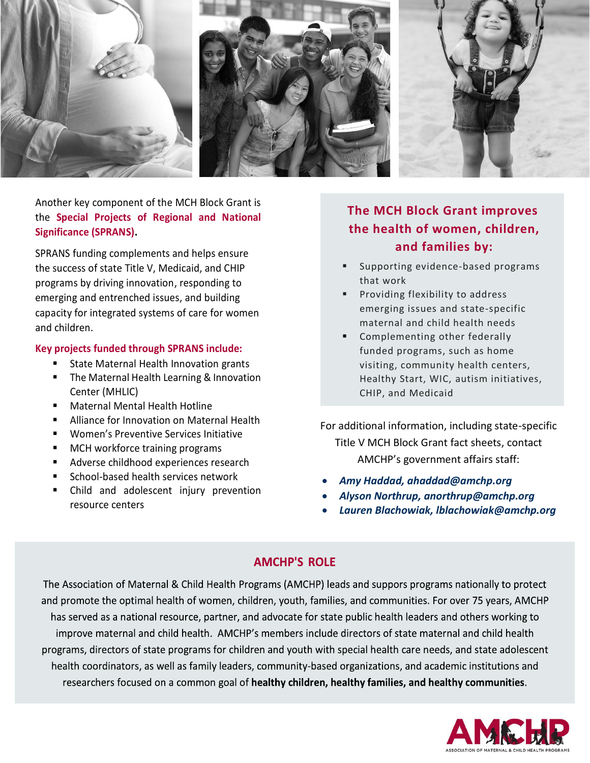Another key component of the MCH Block Grant is the **Special Projects of Regional and National Significance (SPRANS).**

SPRANS funding complements and helps ensure the success of state Title V, Medicaid, and CHIP programs by driving innovation, responding to emerging and entrenched issues, and building capacity for integrated systems of care for women and children.

**Key projects funded through SPRANS include:**

- State Maternal Health Innovation grants
- The Maternal Health Learning & Innovation Center (MHLIC)
- Maternal Mental Health Hotline
- Alliance for Innovation on Maternal Health
- Women's Preventive Services Initiative
- MCH workforce training programs
- Adverse childhood experiences research
- School-based health services network
- Child and adolescent injury prevention resource centers

## The MCH Block Grant improves the health of women, children, and families by:

- Supporting evidence-based programs that work
- Providing flexibility to address emerging issues and state-specific maternal and child health needs
- Complementing other federally funded programs, such as home visiting, community health centers, Healthy Start, WIC, autism initiatives, CHIP, and Medicaid

For additional information, including state-specific Title V MCH Block Grant fact sheets, contact AMCHP's government affairs staff:

- ***Amy Haddad, ahaddad@amchp.org***
- ***Alyson Northrup, anorthrup@amchp.org***
- ***Lauren Blachowiak, lblachowiak@amchp.org***

## AMCHP'S ROLE

The Association of Maternal & Child Health Programs (AMCHP) leads and suppors programs nationally to protect and promote the optimal health of women, children, youth, families, and communities. For over 75 years, AMCHP has served as a national resource, partner, and advocate for state public health leaders and others working to improve maternal and child health. AMCHP's members include directors of state maternal and child health programs, directors of state programs for children and youth with special health care needs, and state adolescent health coordinators, as well as family leaders, community-based organizations, and academic institutions and researchers focused on a common goal of **healthy children, healthy families, and healthy communities**.

AMCHP
ASSOCIATION OF MATERNAL & CHILD HEALTH PROGRAMS